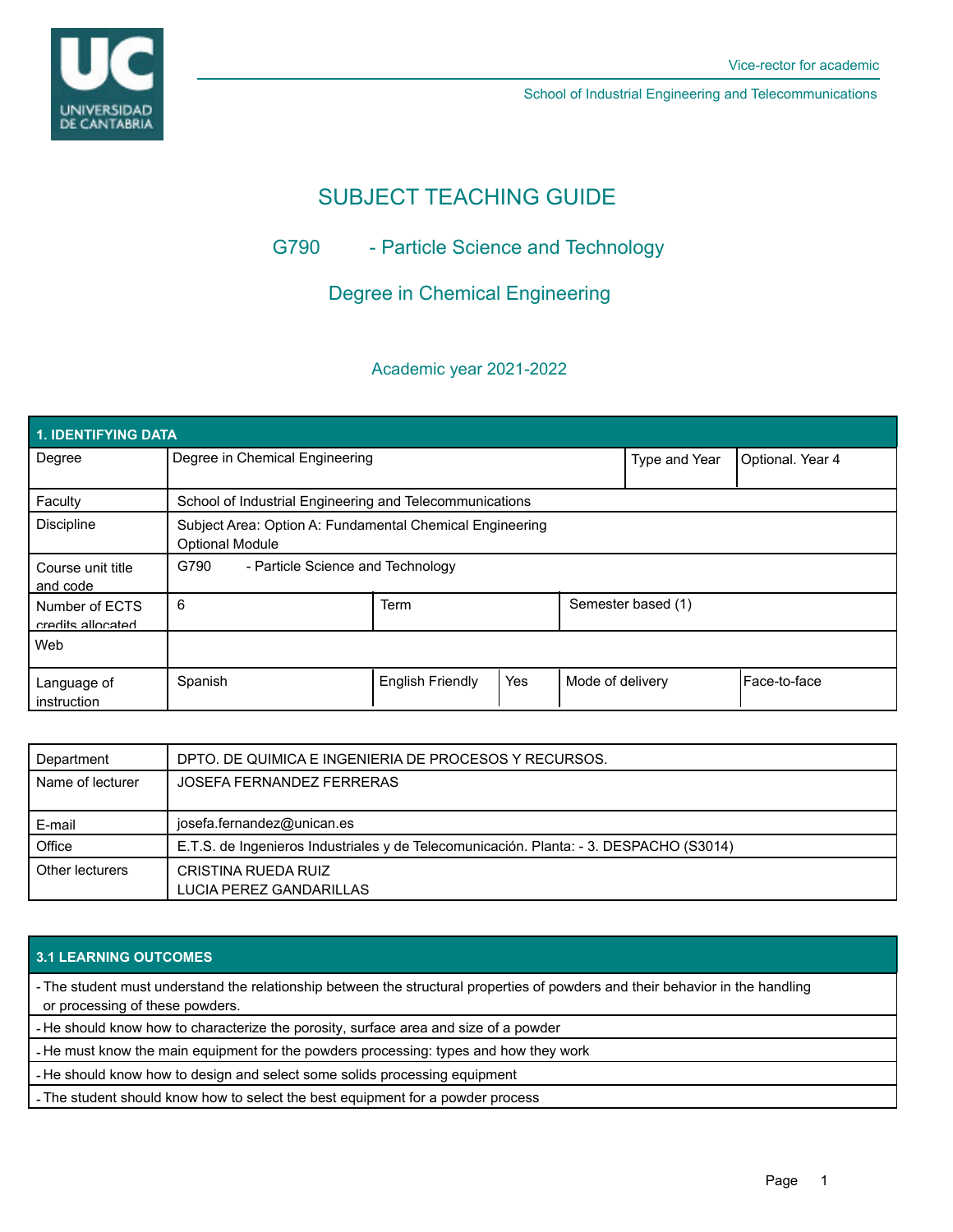Vice-rector for academic

School of Industrial Engineering and Telecommunications

# SUBJECT TEACHING GUIDE

## G790 - Particle Science and Technology

## Degree in Chemical Engineering

### Academic year 2021-2022

| 1. IDENTIFYING DATA | | | | | |
|---|---|---|---|---|---|
| Degree | Degree in Chemical Engineering | | | Type and Year | Optional. Year 4 |
| Faculty | School of Industrial Engineering and Telecommunications | | | | |
| Discipline | Subject Area: Option A: Fundamental Chemical Engineering<br>Optional Module | | | | |
| Course unit title and code | G790 - Particle Science and Technology | | | | |
| Number of ECTS credits allocated | 6 | Term | | Semester based (1) | |
| Web | | | | | |
| Language of instruction | Spanish | English Friendly | Yes | Mode of delivery | Face-to-face |

| Department | DPTO. DE QUIMICA E INGENIERIA DE PROCESOS Y RECURSOS. |
|---|---|
| Name of lecturer | JOSEFA FERNANDEZ FERRERAS |
| E-mail | josefa.fernandez@unican.es |
| Office | E.T.S. de Ingenieros Industriales y de Telecomunicación. Planta: - 3. DESPACHO (S3014) |
| Other lecturers | CRISTINA RUEDA RUIZ<br>LUCIA PEREZ GANDARILLAS |

| 3.1 LEARNING OUTCOMES |
|---|
| - The student must understand the relationship between the structural properties of powders and their behavior in the handling or processing of these powders. |
| - He should know how to characterize the porosity, surface area and size of a powder |
| - He must know the main equipment for the powders processing: types and how they work |
| - He should know how to design and select some solids processing equipment |
| - The student should know how to select the best equipment for a powder process |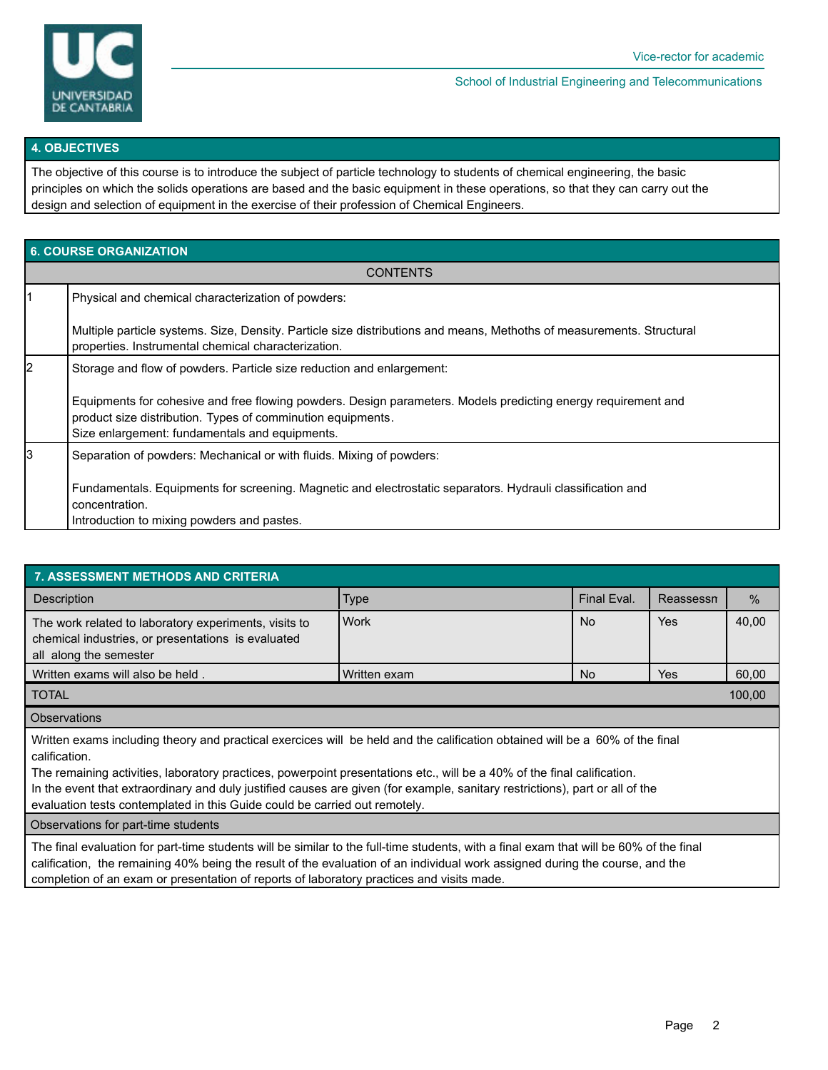## 4. OBJECTIVES

The objective of this course is to introduce the subject of particle technology to students of chemical engineering, the basic principles on which the solids operations are based and the basic equipment in these operations, so that they can carry out the design and selection of equipment in the exercise of their profession of Chemical Engineers.

## 6. COURSE ORGANIZATION

| | CONTENTS |
|---|---|
| 1 | Physical and chemical characterization of powders:<br><br>Multiple particle systems. Size, Density. Particle size distributions and means, Methoths of measurements. Structural properties. Instrumental chemical characterization. |
| 2 | Storage and flow of powders. Particle size reduction and enlargement:<br><br>Equipments for cohesive and free flowing powders. Design parameters. Models predicting energy requirement and product size distribution. Types of comminution equipments.<br>Size enlargement: fundamentals and equipments. |
| 3 | Separation of powders: Mechanical or with fluids. Mixing of powders:<br><br>Fundamentals. Equipments for screening. Magnetic and electrostatic separators. Hydrauli classification and concentration.<br>Introduction to mixing powders and pastes. |

## 7. ASSESSMENT METHODS AND CRITERIA

| Description | Type | Final Eval. | Reassessn | % |
|---|---|---|---|---|
| The work related to laboratory experiments, visits to chemical industries, or presentations is evaluated all along the semester | Work | No | Yes | 40,00 |
| Written exams will also be held . | Written exam | No | Yes | 60,00 |
| TOTAL | | | | 100,00 |

**Observations**

Written exams including theory and practical exercices will be held and the calification obtained will be a 60% of the final calification.
The remaining activities, laboratory practices, powerpoint presentations etc., will be a 40% of the final calification.
In the event that extraordinary and duly justified causes are given (for example, sanitary restrictions), part or all of the evaluation tests contemplated in this Guide could be carried out remotely.

**Observations for part-time students**

The final evaluation for part-time students will be similar to the full-time students, with a final exam that will be 60% of the final calification, the remaining 40% being the result of the evaluation of an individual work assigned during the course, and the completion of an exam or presentation of reports of laboratory practices and visits made.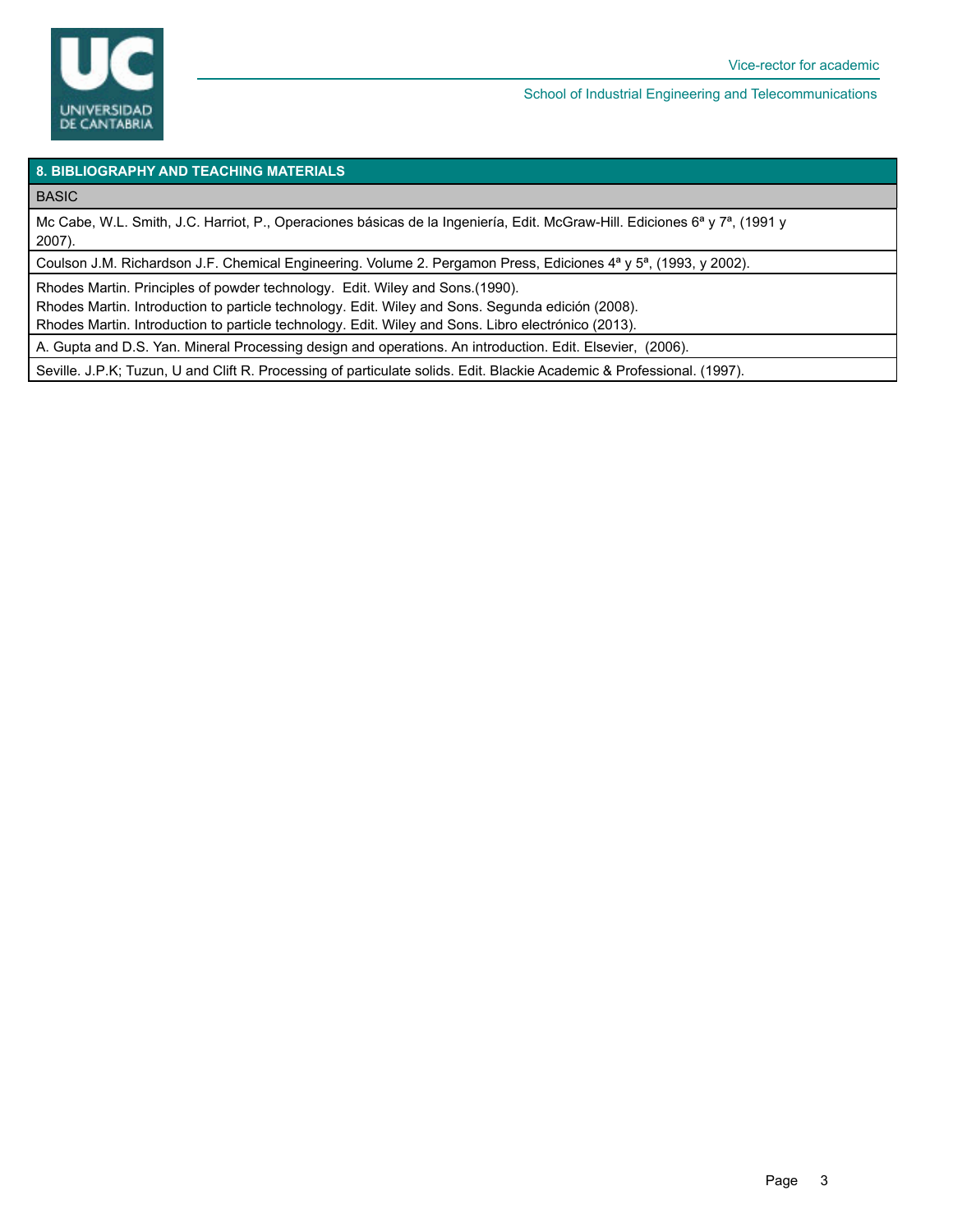## 8. BIBLIOGRAPHY AND TEACHING MATERIALS

### BASIC

Mc Cabe, W.L. Smith, J.C. Harriot, P., Operaciones básicas de la Ingeniería, Edit. McGraw-Hill. Ediciones 6ª y 7ª, (1991 y 2007).

Coulson J.M. Richardson J.F. Chemical Engineering. Volume 2. Pergamon Press, Ediciones 4ª y 5ª, (1993, y 2002).

Rhodes Martin. Principles of powder technology. Edit. Wiley and Sons.(1990).
Rhodes Martin. Introduction to particle technology. Edit. Wiley and Sons. Segunda edición (2008).
Rhodes Martin. Introduction to particle technology. Edit. Wiley and Sons. Libro electrónico (2013).

A. Gupta and D.S. Yan. Mineral Processing design and operations. An introduction. Edit. Elsevier, (2006).

Seville. J.P.K; Tuzun, U and Clift R. Processing of particulate solids. Edit. Blackie Academic & Professional. (1997).